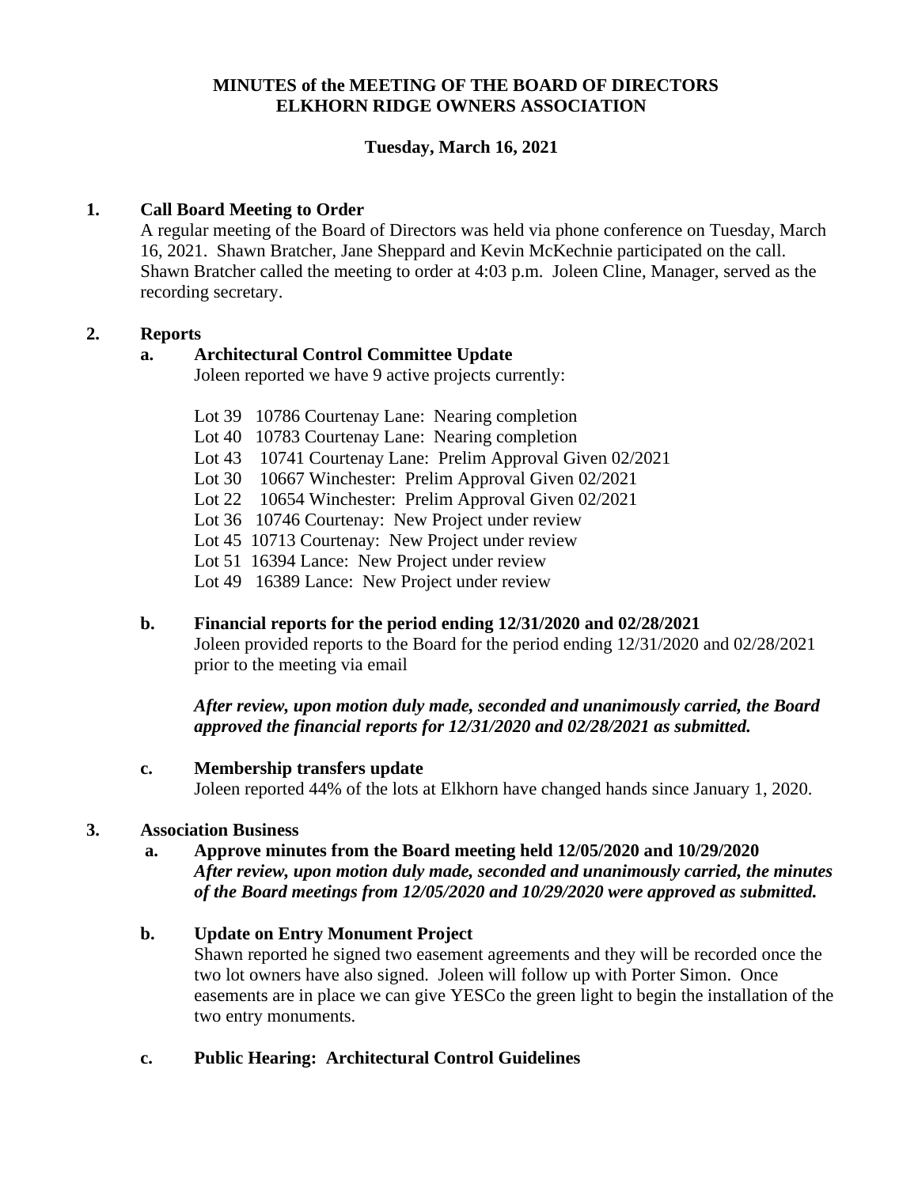**MINUTES of the MEETING OF THE BOARD OF DIRECTORS**
**ELKHORN RIDGE OWNERS ASSOCIATION**

**Tuesday, March 16, 2021**

## 1. Call Board Meeting to Order

A regular meeting of the Board of Directors was held via phone conference on Tuesday, March 16, 2021. Shawn Bratcher, Jane Sheppard and Kevin McKechnie participated on the call. Shawn Bratcher called the meeting to order at 4:03 p.m. Joleen Cline, Manager, served as the recording secretary.

## 2. Reports

### a. Architectural Control Committee Update

Joleen reported we have 9 active projects currently:

- Lot 39 10786 Courtenay Lane: Nearing completion
- Lot 40 10783 Courtenay Lane: Nearing completion
- Lot 43 10741 Courtenay Lane: Prelim Approval Given 02/2021
- Lot 30 10667 Winchester: Prelim Approval Given 02/2021
- Lot 22 10654 Winchester: Prelim Approval Given 02/2021
- Lot 36 10746 Courtenay: New Project under review
- Lot 45 10713 Courtenay: New Project under review
- Lot 51 16394 Lance: New Project under review
- Lot 49 16389 Lance: New Project under review

### b. Financial reports for the period ending 12/31/2020 and 02/28/2021

Joleen provided reports to the Board for the period ending 12/31/2020 and 02/28/2021 prior to the meeting via email

***After review, upon motion duly made, seconded and unanimously carried, the Board approved the financial reports for 12/31/2020 and 02/28/2021 as submitted.***

### c. Membership transfers update

Joleen reported 44% of the lots at Elkhorn have changed hands since January 1, 2020.

## 3. Association Business

### a. Approve minutes from the Board meeting held 12/05/2020 and 10/29/2020

***After review, upon motion duly made, seconded and unanimously carried, the minutes of the Board meetings from 12/05/2020 and 10/29/2020 were approved as submitted.***

### b. Update on Entry Monument Project

Shawn reported he signed two easement agreements and they will be recorded once the two lot owners have also signed. Joleen will follow up with Porter Simon. Once easements are in place we can give YESCo the green light to begin the installation of the two entry monuments.

### c. Public Hearing: Architectural Control Guidelines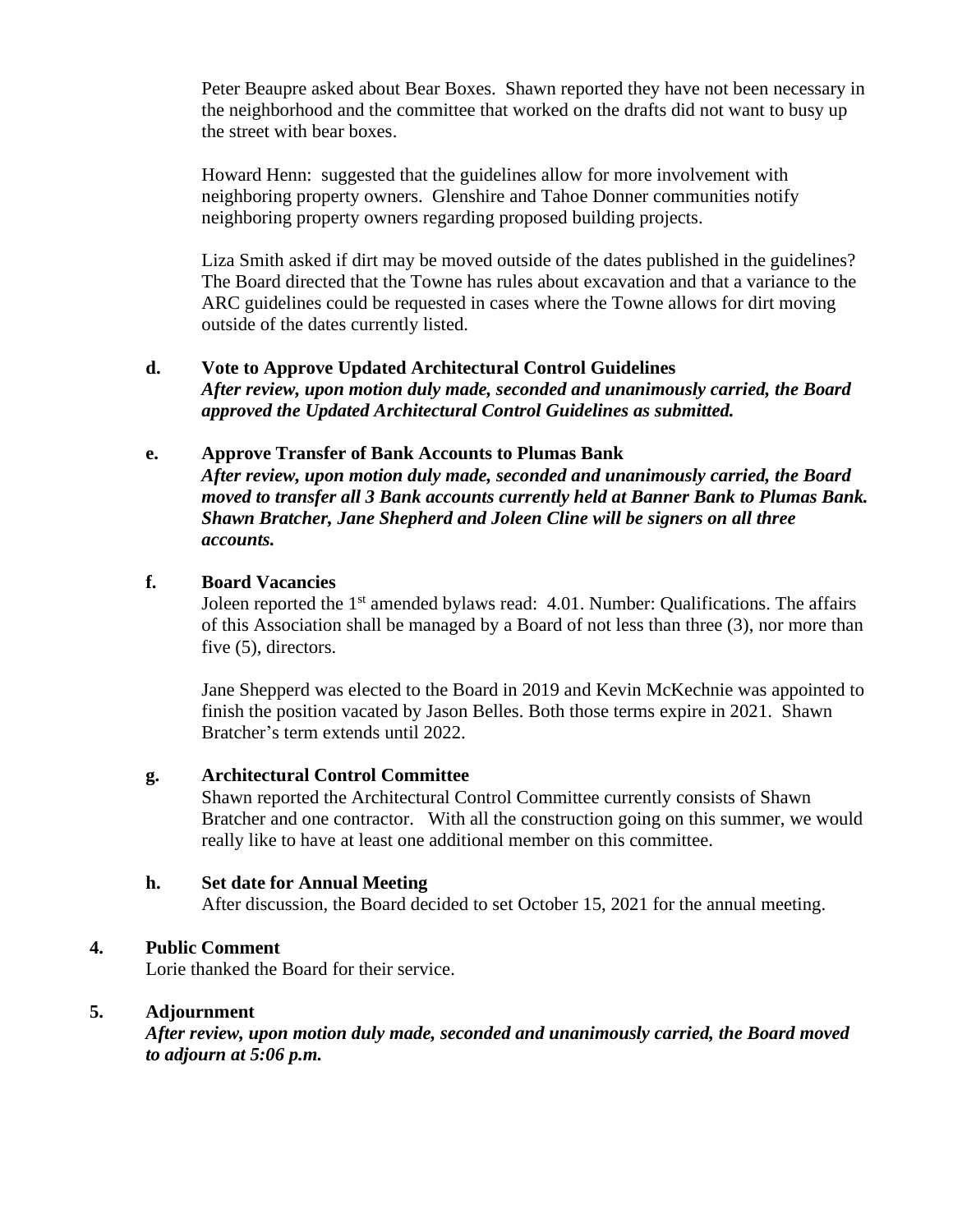Peter Beaupre asked about Bear Boxes. Shawn reported they have not been necessary in the neighborhood and the committee that worked on the drafts did not want to busy up the street with bear boxes.

Howard Henn: suggested that the guidelines allow for more involvement with neighboring property owners. Glenshire and Tahoe Donner communities notify neighboring property owners regarding proposed building projects.

Liza Smith asked if dirt may be moved outside of the dates published in the guidelines? The Board directed that the Towne has rules about excavation and that a variance to the ARC guidelines could be requested in cases where the Towne allows for dirt moving outside of the dates currently listed.

**d. Vote to Approve Updated Architectural Control Guidelines**
***After review, upon motion duly made, seconded and unanimously carried, the Board approved the Updated Architectural Control Guidelines as submitted.***

**e. Approve Transfer of Bank Accounts to Plumas Bank**
***After review, upon motion duly made, seconded and unanimously carried, the Board moved to transfer all 3 Bank accounts currently held at Banner Bank to Plumas Bank. Shawn Bratcher, Jane Shepherd and Joleen Cline will be signers on all three accounts.***

**f. Board Vacancies**
Joleen reported the 1st amended bylaws read: 4.01. Number: Qualifications. The affairs of this Association shall be managed by a Board of not less than three (3), nor more than five (5), directors.

Jane Shepperd was elected to the Board in 2019 and Kevin McKechnie was appointed to finish the position vacated by Jason Belles. Both those terms expire in 2021. Shawn Bratcher's term extends until 2022.

**g. Architectural Control Committee**
Shawn reported the Architectural Control Committee currently consists of Shawn Bratcher and one contractor. With all the construction going on this summer, we would really like to have at least one additional member on this committee.

**h. Set date for Annual Meeting**
After discussion, the Board decided to set October 15, 2021 for the annual meeting.

**4. Public Comment**
Lorie thanked the Board for their service.

**5. Adjournment**
***After review, upon motion duly made, seconded and unanimously carried, the Board moved to adjourn at 5:06 p.m.***